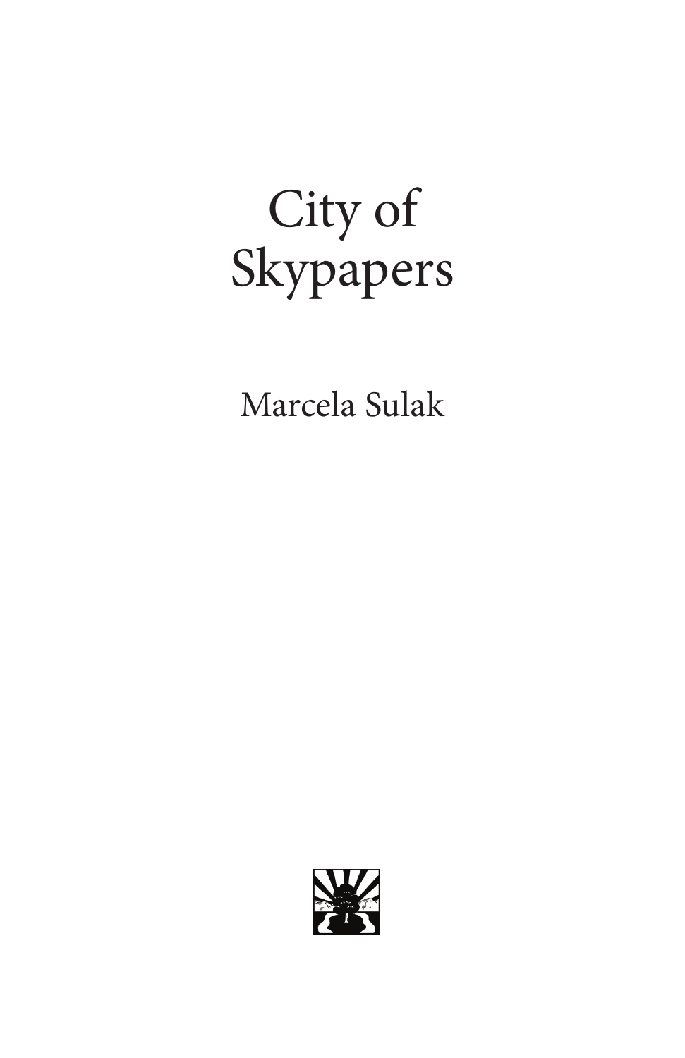# City of Skypapers

Marcela Sulak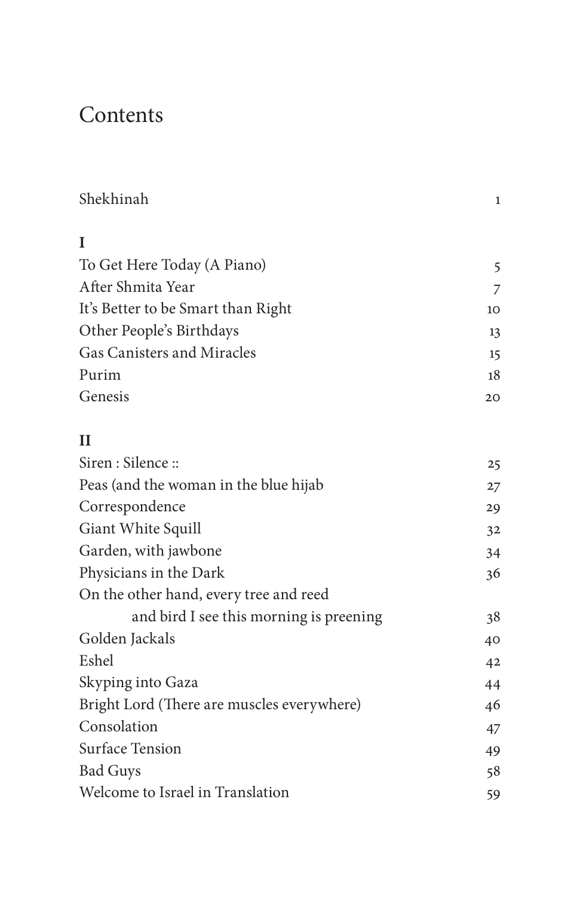# Contents

Shekhinah 1

**I**

To Get Here Today (A Piano) 5
After Shmita Year 7
It's Better to be Smart than Right 10
Other People's Birthdays 13
Gas Canisters and Miracles 15
Purim 18
Genesis 20

**II**

Siren : Silence :: 25
Peas (and the woman in the blue hijab 27
Correspondence 29
Giant White Squill 32
Garden, with jawbone 34
Physicians in the Dark 36
On the other hand, every tree and reed
and bird I see this morning is preening 38
Golden Jackals 40
Eshel 42
Skyping into Gaza 44
Bright Lord (There are muscles everywhere) 46
Consolation 47
Surface Tension 49
Bad Guys 58
Welcome to Israel in Translation 59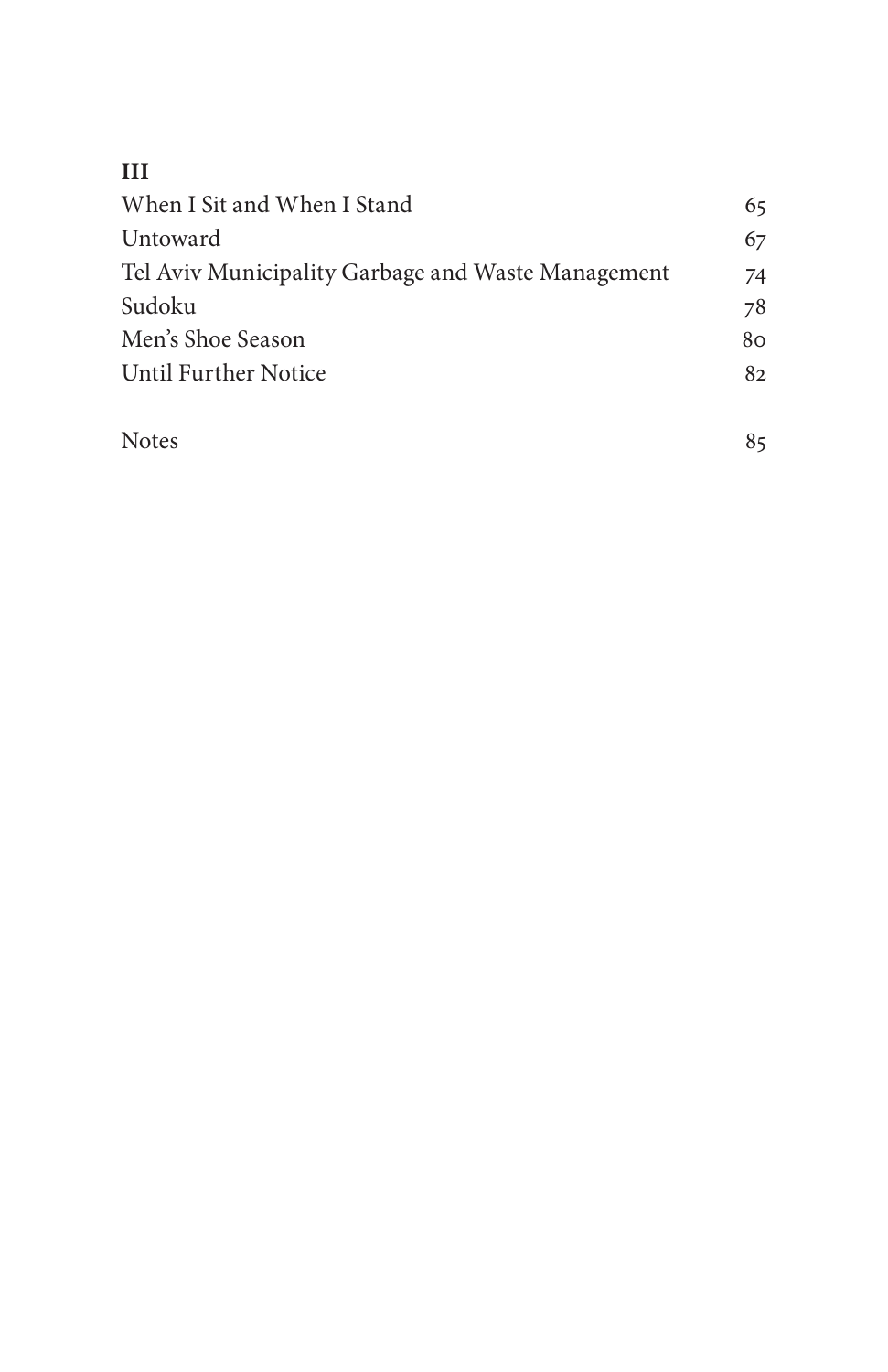**III**

| | |
|---|---|
| When I Sit and When I Stand | 65 |
| Untoward | 67 |
| Tel Aviv Municipality Garbage and Waste Management | 74 |
| Sudoku | 78 |
| Men's Shoe Season | 80 |
| Until Further Notice | 82 |
| | |
| Notes | 85 |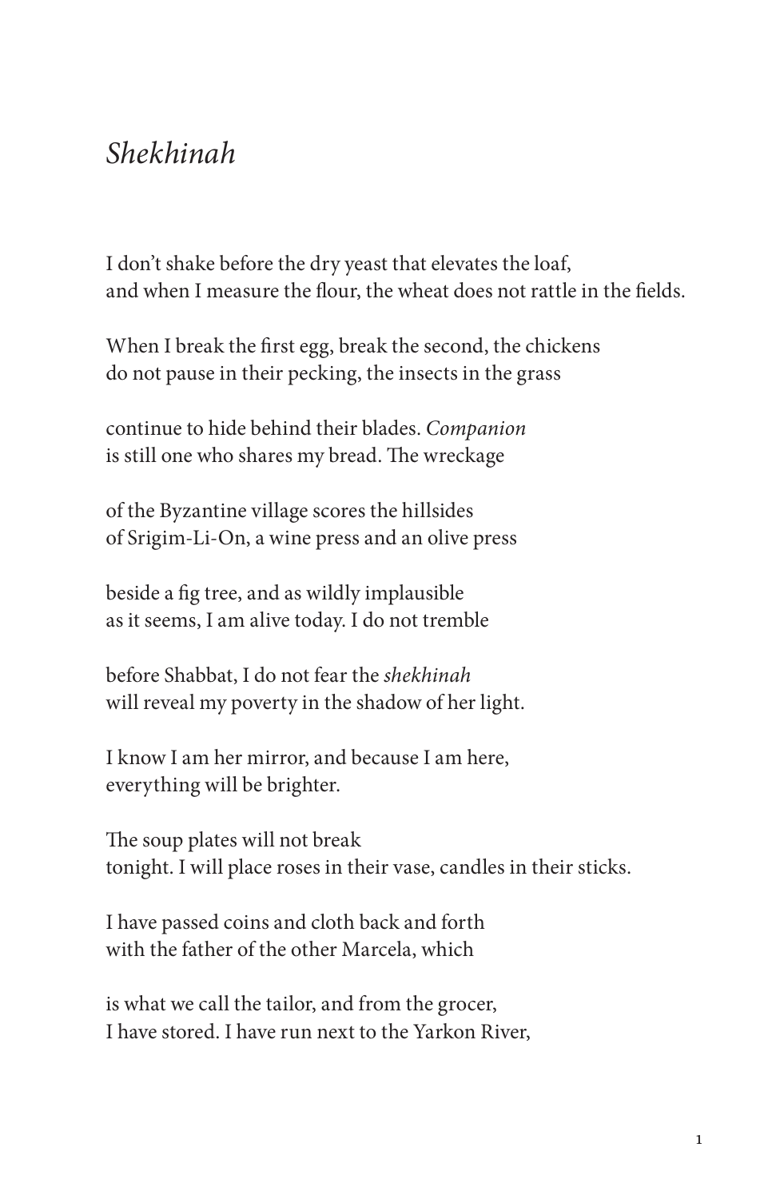# *Shekhinah*

I don't shake before the dry yeast that elevates the loaf,
and when I measure the flour, the wheat does not rattle in the fields.

When I break the first egg, break the second, the chickens
do not pause in their pecking, the insects in the grass

continue to hide behind their blades. *Companion*
is still one who shares my bread. The wreckage

of the Byzantine village scores the hillsides
of Srigim-Li-On, a wine press and an olive press

beside a fig tree, and as wildly implausible
as it seems, I am alive today. I do not tremble

before Shabbat, I do not fear the *shekhinah*
will reveal my poverty in the shadow of her light.

I know I am her mirror, and because I am here,
everything will be brighter.

The soup plates will not break
tonight. I will place roses in their vase, candles in their sticks.

I have passed coins and cloth back and forth
with the father of the other Marcela, which

is what we call the tailor, and from the grocer,
I have stored. I have run next to the Yarkon River,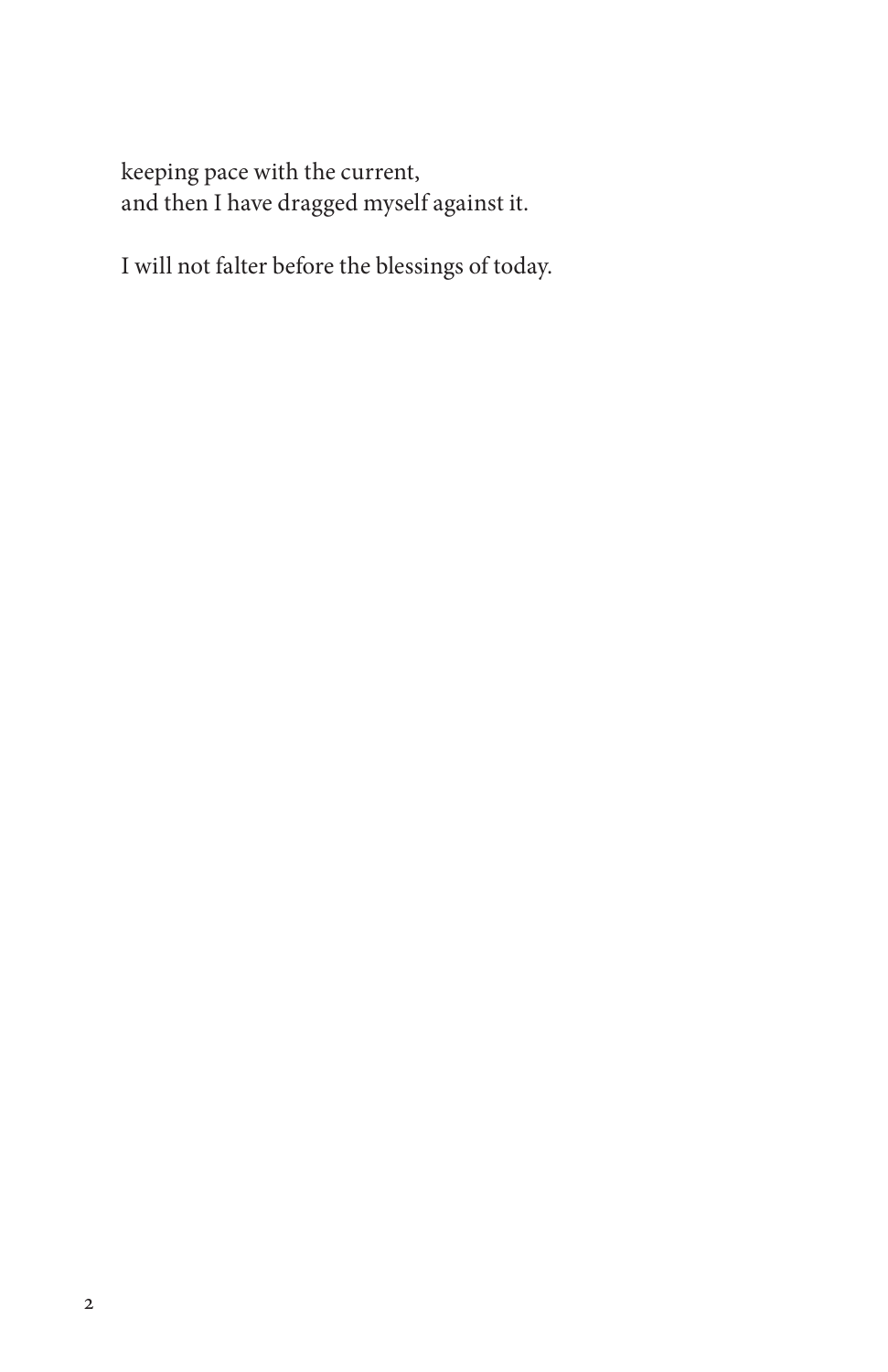keeping pace with the current,
and then I have dragged myself against it.

I will not falter before the blessings of today.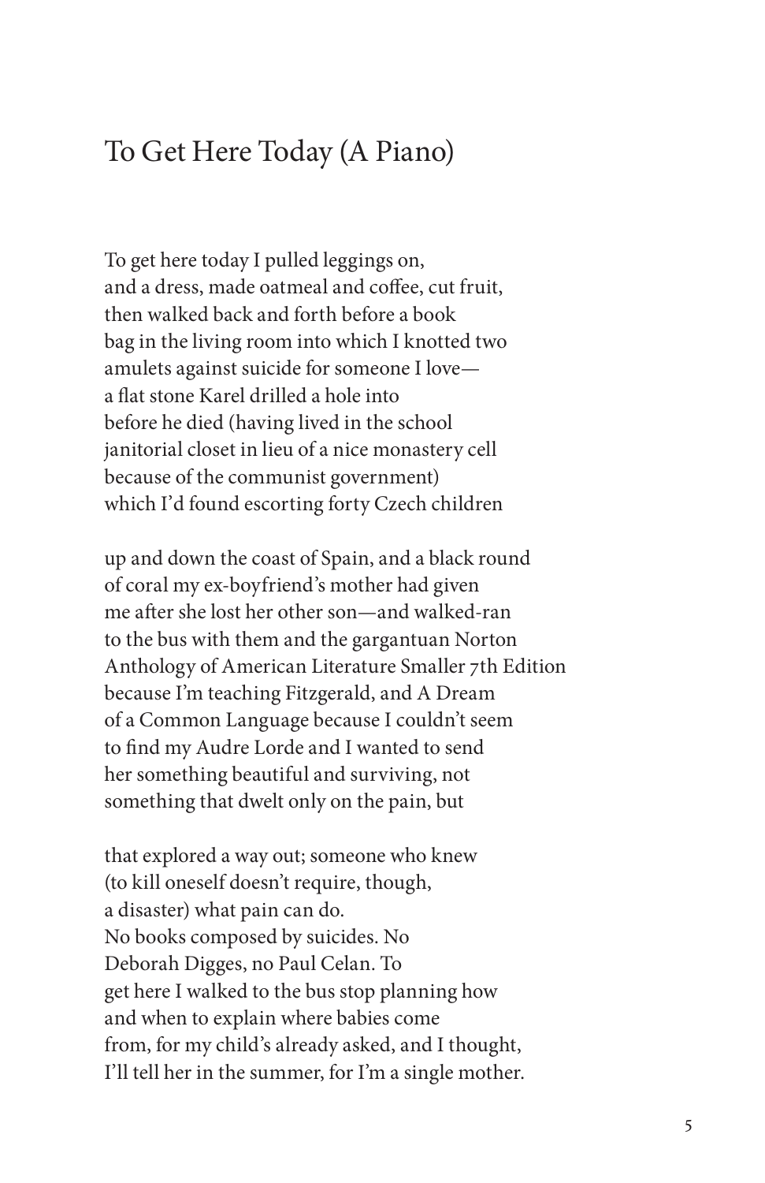## To Get Here Today (A Piano)

To get here today I pulled leggings on,  
and a dress, made oatmeal and coffee, cut fruit,  
then walked back and forth before a book  
bag in the living room into which I knotted two  
amulets against suicide for someone I love—  
a flat stone Karel drilled a hole into  
before he died (having lived in the school  
janitorial closet in lieu of a nice monastery cell  
because of the communist government)  
which I'd found escorting forty Czech children

up and down the coast of Spain, and a black round  
of coral my ex-boyfriend's mother had given  
me after she lost her other son—and walked-ran  
to the bus with them and the gargantuan Norton  
Anthology of American Literature Smaller 7th Edition  
because I'm teaching Fitzgerald, and A Dream  
of a Common Language because I couldn't seem  
to find my Audre Lorde and I wanted to send  
her something beautiful and surviving, not  
something that dwelt only on the pain, but

that explored a way out; someone who knew  
(to kill oneself doesn't require, though,  
a disaster) what pain can do.  
No books composed by suicides. No  
Deborah Digges, no Paul Celan. To  
get here I walked to the bus stop planning how  
and when to explain where babies come  
from, for my child's already asked, and I thought,  
I'll tell her in the summer, for I'm a single mother.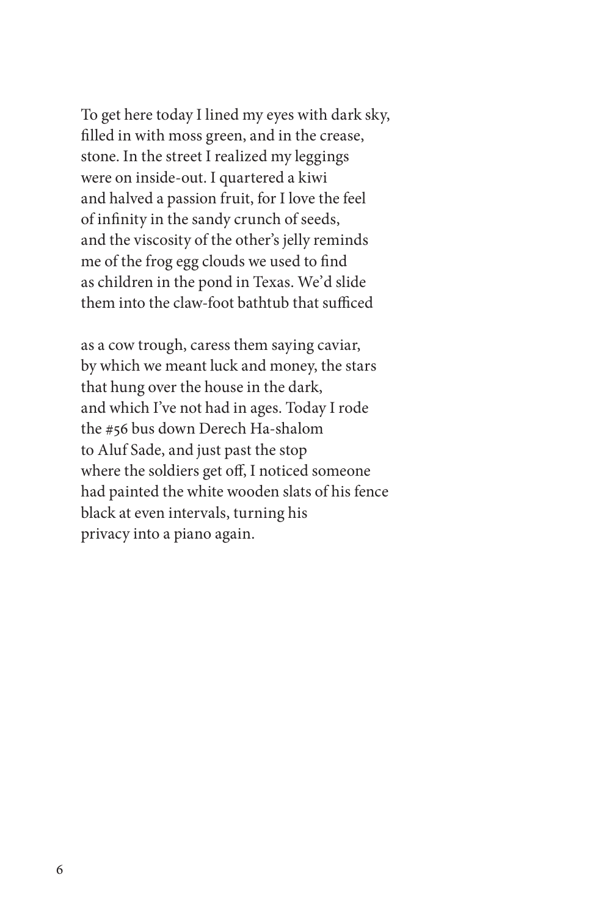To get here today I lined my eyes with dark sky,  
filled in with moss green, and in the crease,  
stone. In the street I realized my leggings  
were on inside-out. I quartered a kiwi  
and halved a passion fruit, for I love the feel  
of infinity in the sandy crunch of seeds,  
and the viscosity of the other's jelly reminds  
me of the frog egg clouds we used to find  
as children in the pond in Texas. We'd slide  
them into the claw-foot bathtub that sufficed

as a cow trough, caress them saying caviar,  
by which we meant luck and money, the stars  
that hung over the house in the dark,  
and which I've not had in ages. Today I rode  
the #56 bus down Derech Ha-shalom  
to Aluf Sade, and just past the stop  
where the soldiers get off, I noticed someone  
had painted the white wooden slats of his fence  
black at even intervals, turning his  
privacy into a piano again.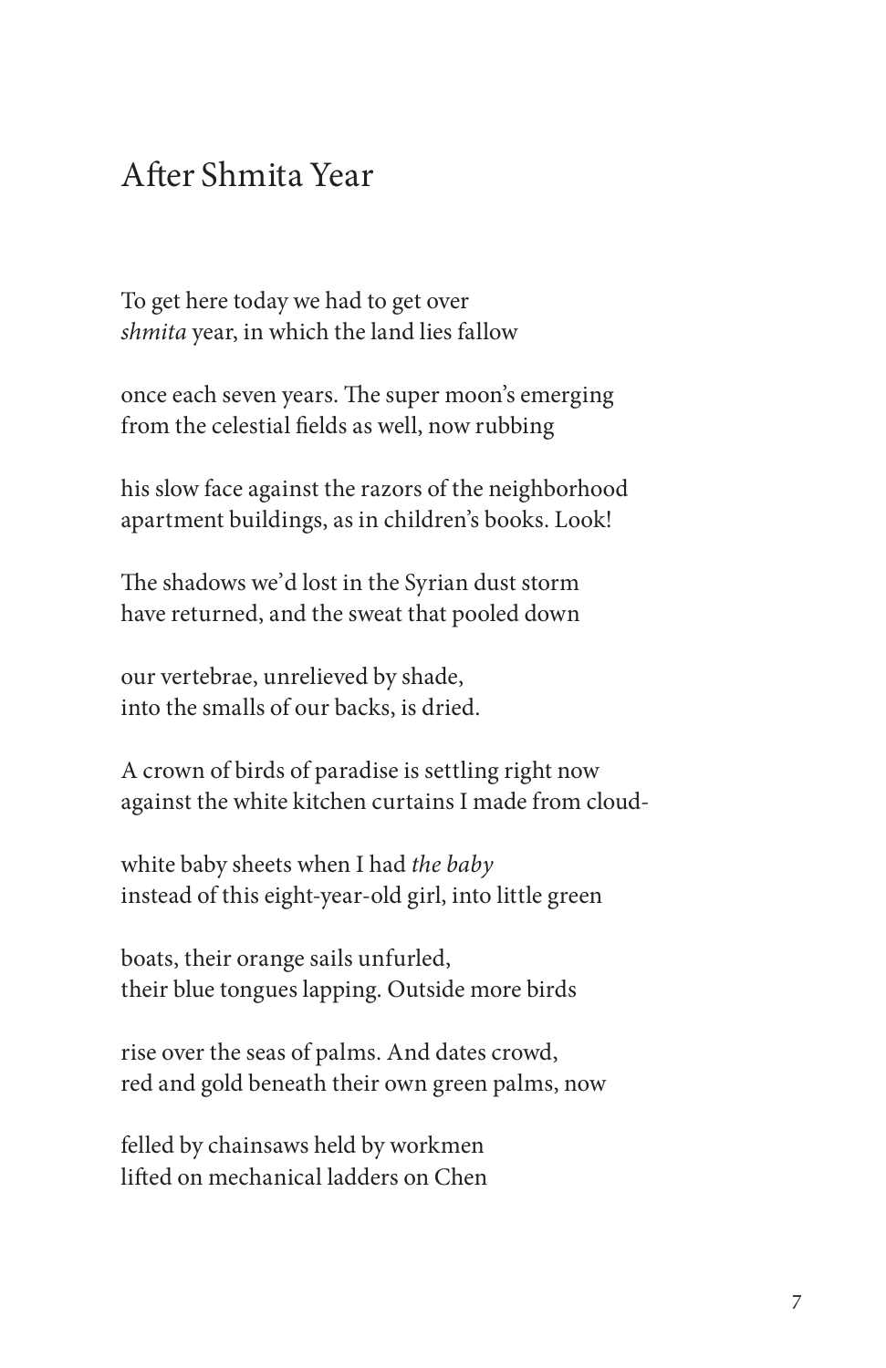# After Shmita Year

To get here today we had to get over
*shmita* year, in which the land lies fallow

once each seven years. The super moon's emerging
from the celestial fields as well, now rubbing

his slow face against the razors of the neighborhood
apartment buildings, as in children's books. Look!

The shadows we'd lost in the Syrian dust storm
have returned, and the sweat that pooled down

our vertebrae, unrelieved by shade,
into the smalls of our backs, is dried.

A crown of birds of paradise is settling right now
against the white kitchen curtains I made from cloud-

white baby sheets when I had *the baby*
instead of this eight-year-old girl, into little green

boats, their orange sails unfurled,
their blue tongues lapping. Outside more birds

rise over the seas of palms. And dates crowd,
red and gold beneath their own green palms, now

felled by chainsaws held by workmen
lifted on mechanical ladders on Chen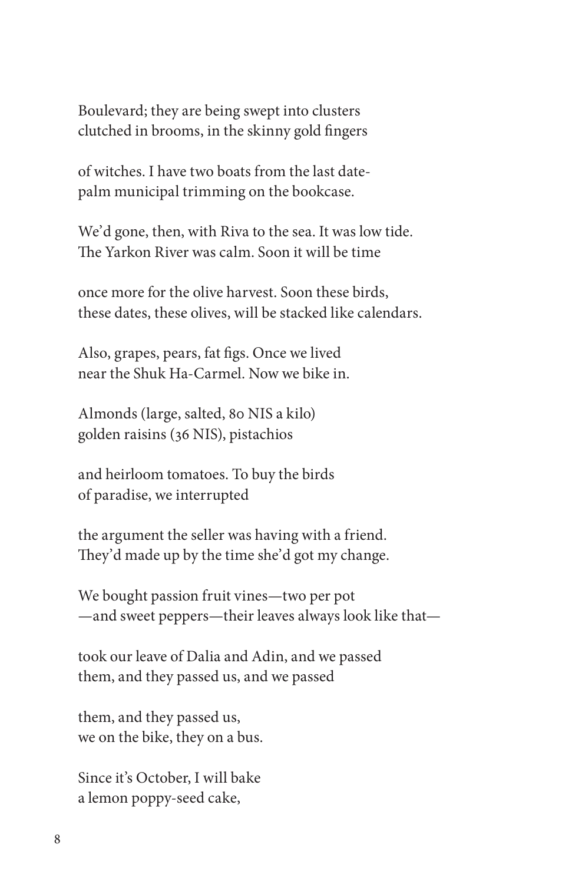Boulevard; they are being swept into clusters
clutched in brooms, in the skinny gold fingers

of witches. I have two boats from the last date-
palm municipal trimming on the bookcase.

We'd gone, then, with Riva to the sea. It was low tide.
The Yarkon River was calm. Soon it will be time

once more for the olive harvest. Soon these birds,
these dates, these olives, will be stacked like calendars.

Also, grapes, pears, fat figs. Once we lived
near the Shuk Ha-Carmel. Now we bike in.

Almonds (large, salted, 80 NIS a kilo)
golden raisins (36 NIS), pistachios

and heirloom tomatoes. To buy the birds
of paradise, we interrupted

the argument the seller was having with a friend.
They'd made up by the time she'd got my change.

We bought passion fruit vines—two per pot
—and sweet peppers—their leaves always look like that—

took our leave of Dalia and Adin, and we passed
them, and they passed us, and we passed

them, and they passed us,
we on the bike, they on a bus.

Since it's October, I will bake
a lemon poppy-seed cake,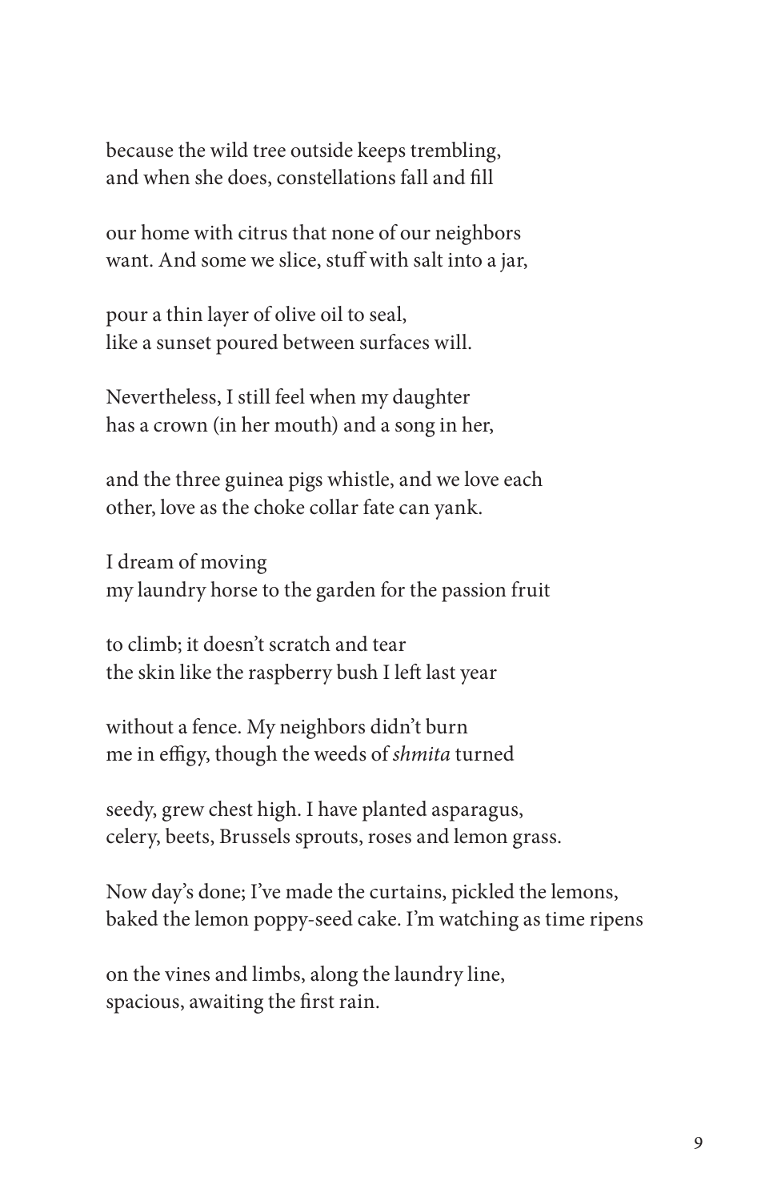because the wild tree outside keeps trembling,
and when she does, constellations fall and fill

our home with citrus that none of our neighbors
want. And some we slice, stuff with salt into a jar,

pour a thin layer of olive oil to seal,
like a sunset poured between surfaces will.

Nevertheless, I still feel when my daughter
has a crown (in her mouth) and a song in her,

and the three guinea pigs whistle, and we love each
other, love as the choke collar fate can yank.

I dream of moving
my laundry horse to the garden for the passion fruit

to climb; it doesn't scratch and tear
the skin like the raspberry bush I left last year

without a fence. My neighbors didn't burn
me in effigy, though the weeds of *shmita* turned

seedy, grew chest high. I have planted asparagus,
celery, beets, Brussels sprouts, roses and lemon grass.

Now day's done; I've made the curtains, pickled the lemons,
baked the lemon poppy-seed cake. I'm watching as time ripens

on the vines and limbs, along the laundry line,
spacious, awaiting the first rain.